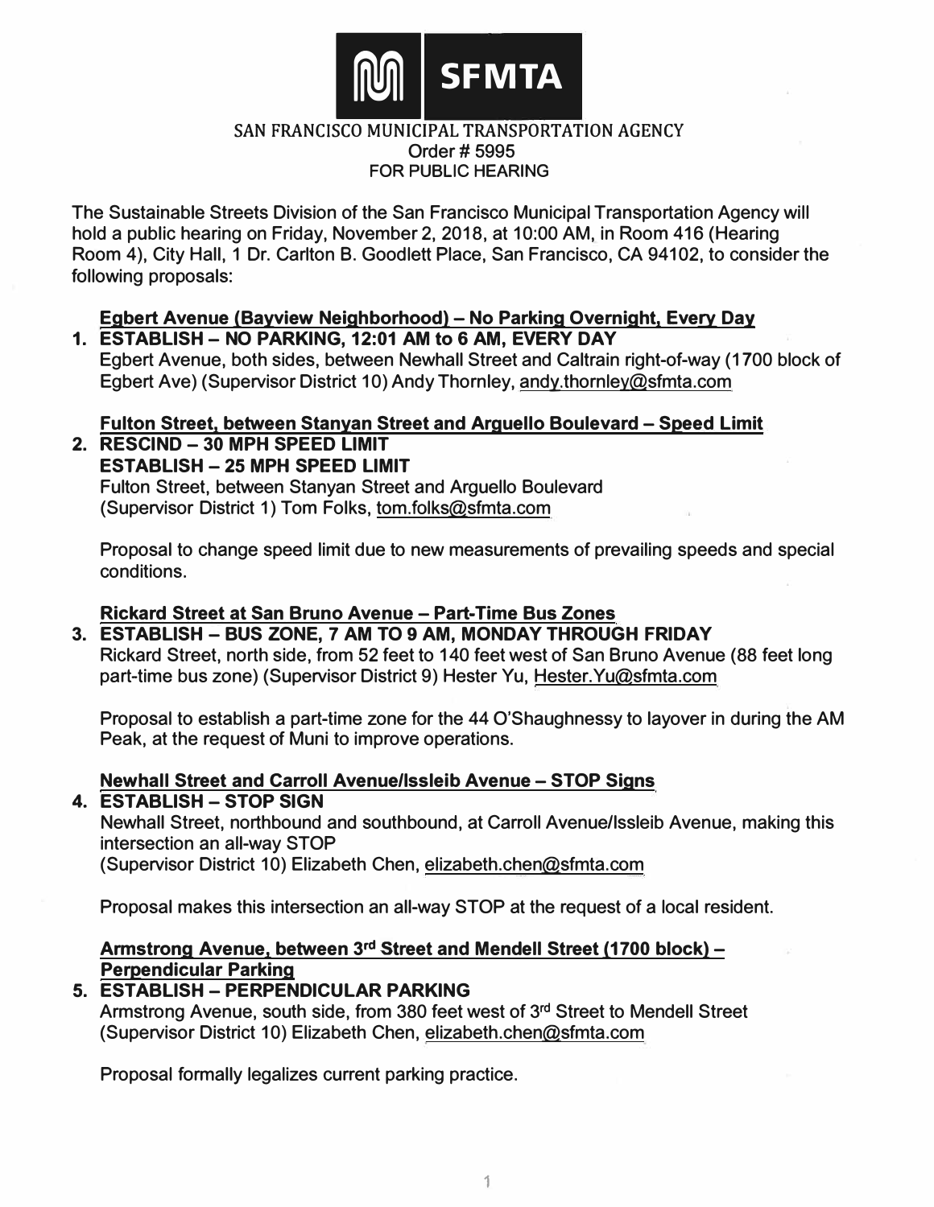SFMTA

SAN FRANCISCO MUNICIPAL TRANSPORTATION AGENCY
Order # 5995
FOR PUBLIC HEARING

The Sustainable Streets Division of the San Francisco Municipal Transportation Agency will hold a public hearing on Friday, November 2, 2018, at 10:00 AM, in Room 416 (Hearing Room 4), City Hall, 1 Dr. Carlton B. Goodlett Place, San Francisco, CA 94102, to consider the following proposals:

**Egbert Avenue (Bayview Neighborhood) – No Parking Overnight, Every Day**

1. **ESTABLISH – NO PARKING, 12:01 AM to 6 AM, EVERY DAY**
   Egbert Avenue, both sides, between Newhall Street and Caltrain right-of-way (1700 block of Egbert Ave) (Supervisor District 10) Andy Thornley, andy.thornley@sfmta.com

**Fulton Street, between Stanyan Street and Arguello Boulevard – Speed Limit**

2. **RESCIND – 30 MPH SPEED LIMIT**
   **ESTABLISH – 25 MPH SPEED LIMIT**
   Fulton Street, between Stanyan Street and Arguello Boulevard (Supervisor District 1) Tom Folks, tom.folks@sfmta.com

   Proposal to change speed limit due to new measurements of prevailing speeds and special conditions.

**Rickard Street at San Bruno Avenue – Part-Time Bus Zones**

3. **ESTABLISH – BUS ZONE, 7 AM TO 9 AM, MONDAY THROUGH FRIDAY**
   Rickard Street, north side, from 52 feet to 140 feet west of San Bruno Avenue (88 feet long part-time bus zone) (Supervisor District 9) Hester Yu, Hester.Yu@sfmta.com

   Proposal to establish a part-time zone for the 44 O'Shaughnessy to layover in during the AM Peak, at the request of Muni to improve operations.

**Newhall Street and Carroll Avenue/Issleib Avenue – STOP Signs**

4. **ESTABLISH – STOP SIGN**
   Newhall Street, northbound and southbound, at Carroll Avenue/Issleib Avenue, making this intersection an all-way STOP
   (Supervisor District 10) Elizabeth Chen, elizabeth.chen@sfmta.com

   Proposal makes this intersection an all-way STOP at the request of a local resident.

**Armstrong Avenue, between 3rd Street and Mendell Street (1700 block) – Perpendicular Parking**

5. **ESTABLISH – PERPENDICULAR PARKING**
   Armstrong Avenue, south side, from 380 feet west of 3rd Street to Mendell Street (Supervisor District 10) Elizabeth Chen, elizabeth.chen@sfmta.com

   Proposal formally legalizes current parking practice.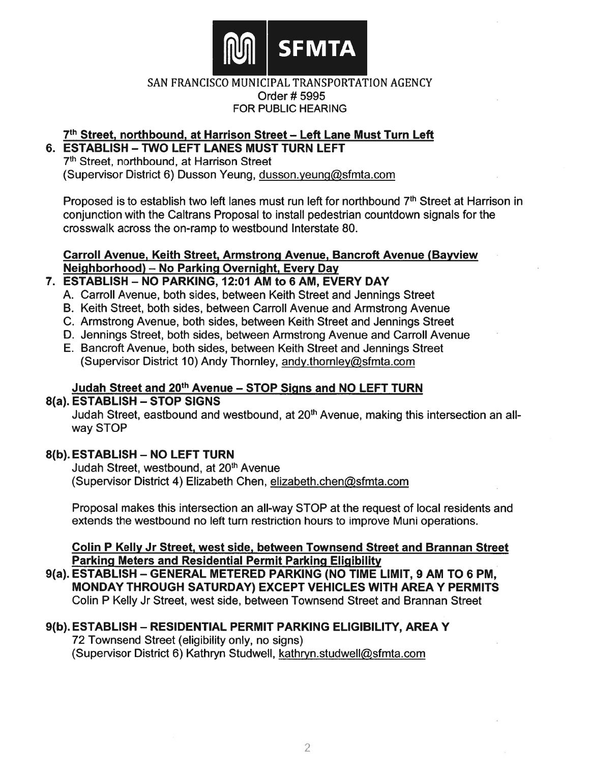SAN FRANCISCO MUNICIPAL TRANSPORTATION AGENCY
Order # 5995
FOR PUBLIC HEARING

**7th Street, northbound, at Harrison Street – Left Lane Must Turn Left**

**6. ESTABLISH – TWO LEFT LANES MUST TURN LEFT**
7th Street, northbound, at Harrison Street
(Supervisor District 6) Dusson Yeung, dusson.yeung@sfmta.com

Proposed is to establish two left lanes must run left for northbound 7th Street at Harrison in conjunction with the Caltrans Proposal to install pedestrian countdown signals for the crosswalk across the on-ramp to westbound Interstate 80.

**Carroll Avenue, Keith Street, Armstrong Avenue, Bancroft Avenue (Bayview Neighborhood) – No Parking Overnight, Every Day**

**7. ESTABLISH – NO PARKING, 12:01 AM to 6 AM, EVERY DAY**

A. Carroll Avenue, both sides, between Keith Street and Jennings Street
B. Keith Street, both sides, between Carroll Avenue and Armstrong Avenue
C. Armstrong Avenue, both sides, between Keith Street and Jennings Street
D. Jennings Street, both sides, between Armstrong Avenue and Carroll Avenue
E. Bancroft Avenue, both sides, between Keith Street and Jennings Street
(Supervisor District 10) Andy Thornley, andy.thornley@sfmta.com

**Judah Street and 20th Avenue – STOP Signs and NO LEFT TURN**

**8(a). ESTABLISH – STOP SIGNS**
Judah Street, eastbound and westbound, at 20th Avenue, making this intersection an all-way STOP

**8(b). ESTABLISH – NO LEFT TURN**
Judah Street, westbound, at 20th Avenue
(Supervisor District 4) Elizabeth Chen, elizabeth.chen@sfmta.com

Proposal makes this intersection an all-way STOP at the request of local residents and extends the westbound no left turn restriction hours to improve Muni operations.

**Colin P Kelly Jr Street, west side, between Townsend Street and Brannan Street Parking Meters and Residential Permit Parking Eligibility**

**9(a). ESTABLISH – GENERAL METERED PARKING (NO TIME LIMIT, 9 AM TO 6 PM, MONDAY THROUGH SATURDAY) EXCEPT VEHICLES WITH AREA Y PERMITS**
Colin P Kelly Jr Street, west side, between Townsend Street and Brannan Street

**9(b). ESTABLISH – RESIDENTIAL PERMIT PARKING ELIGIBILITY, AREA Y**
72 Townsend Street (eligibility only, no signs)
(Supervisor District 6) Kathryn Studwell, kathryn.studwell@sfmta.com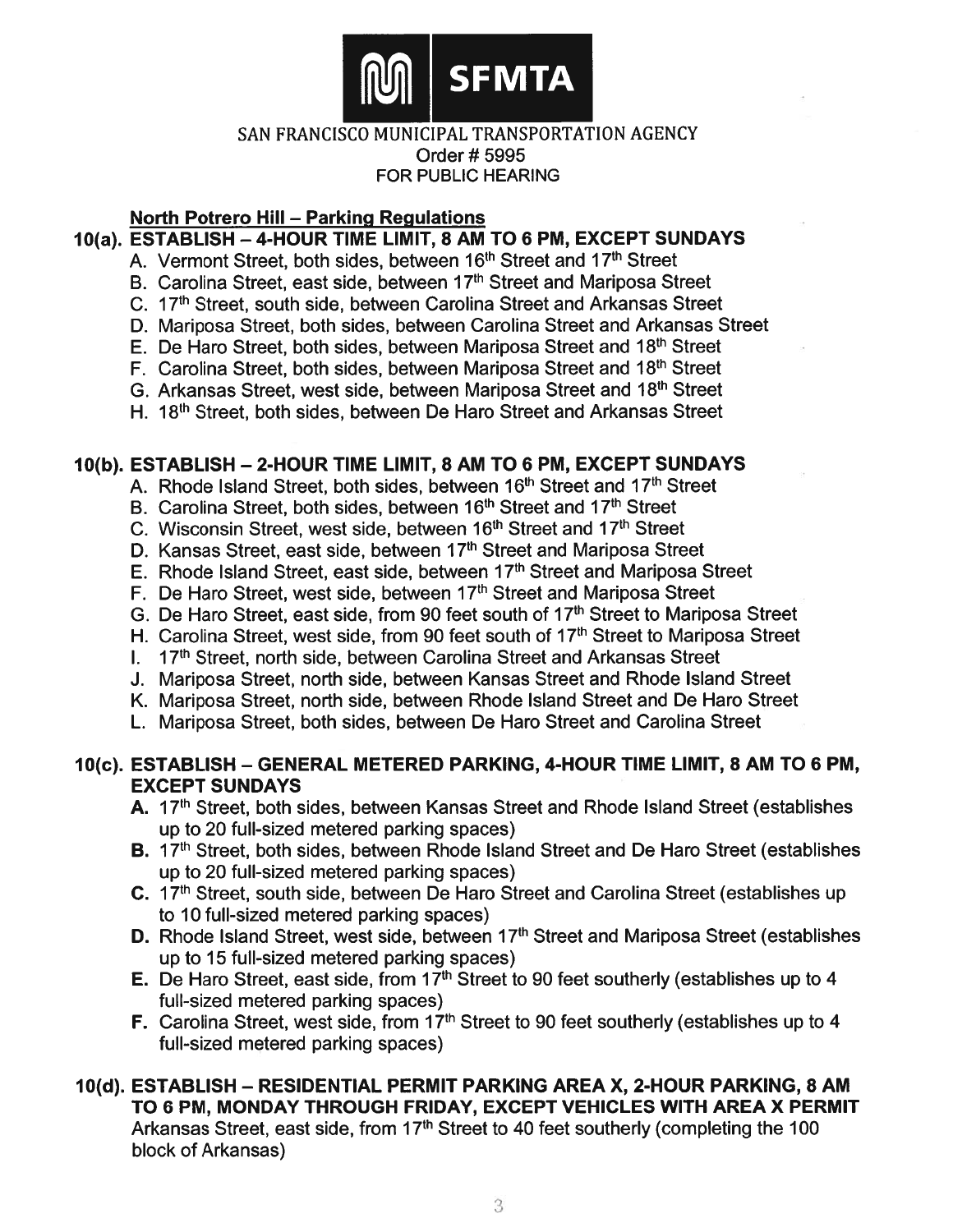**SFMTA**

SAN FRANCISCO MUNICIPAL TRANSPORTATION AGENCY
Order # 5995
FOR PUBLIC HEARING

**North Potrero Hill – Parking Regulations**

**10(a). ESTABLISH – 4-HOUR TIME LIMIT, 8 AM TO 6 PM, EXCEPT SUNDAYS**

A. Vermont Street, both sides, between 16th Street and 17th Street
B. Carolina Street, east side, between 17th Street and Mariposa Street
C. 17th Street, south side, between Carolina Street and Arkansas Street
D. Mariposa Street, both sides, between Carolina Street and Arkansas Street
E. De Haro Street, both sides, between Mariposa Street and 18th Street
F. Carolina Street, both sides, between Mariposa Street and 18th Street
G. Arkansas Street, west side, between Mariposa Street and 18th Street
H. 18th Street, both sides, between De Haro Street and Arkansas Street

**10(b). ESTABLISH – 2-HOUR TIME LIMIT, 8 AM TO 6 PM, EXCEPT SUNDAYS**

A. Rhode Island Street, both sides, between 16th Street and 17th Street
B. Carolina Street, both sides, between 16th Street and 17th Street
C. Wisconsin Street, west side, between 16th Street and 17th Street
D. Kansas Street, east side, between 17th Street and Mariposa Street
E. Rhode Island Street, east side, between 17th Street and Mariposa Street
F. De Haro Street, west side, between 17th Street and Mariposa Street
G. De Haro Street, east side, from 90 feet south of 17th Street to Mariposa Street
H. Carolina Street, west side, from 90 feet south of 17th Street to Mariposa Street
I. 17th Street, north side, between Carolina Street and Arkansas Street
J. Mariposa Street, north side, between Kansas Street and Rhode Island Street
K. Mariposa Street, north side, between Rhode Island Street and De Haro Street
L. Mariposa Street, both sides, between De Haro Street and Carolina Street

**10(c). ESTABLISH – GENERAL METERED PARKING, 4-HOUR TIME LIMIT, 8 AM TO 6 PM, EXCEPT SUNDAYS**

**A.** 17th Street, both sides, between Kansas Street and Rhode Island Street (establishes up to 20 full-sized metered parking spaces)
**B.** 17th Street, both sides, between Rhode Island Street and De Haro Street (establishes up to 20 full-sized metered parking spaces)
**C.** 17th Street, south side, between De Haro Street and Carolina Street (establishes up to 10 full-sized metered parking spaces)
**D.** Rhode Island Street, west side, between 17th Street and Mariposa Street (establishes up to 15 full-sized metered parking spaces)
**E.** De Haro Street, east side, from 17th Street to 90 feet southerly (establishes up to 4 full-sized metered parking spaces)
**F.** Carolina Street, west side, from 17th Street to 90 feet southerly (establishes up to 4 full-sized metered parking spaces)

**10(d). ESTABLISH – RESIDENTIAL PERMIT PARKING AREA X, 2-HOUR PARKING, 8 AM TO 6 PM, MONDAY THROUGH FRIDAY, EXCEPT VEHICLES WITH AREA X PERMIT**

Arkansas Street, east side, from 17th Street to 40 feet southerly (completing the 100 block of Arkansas)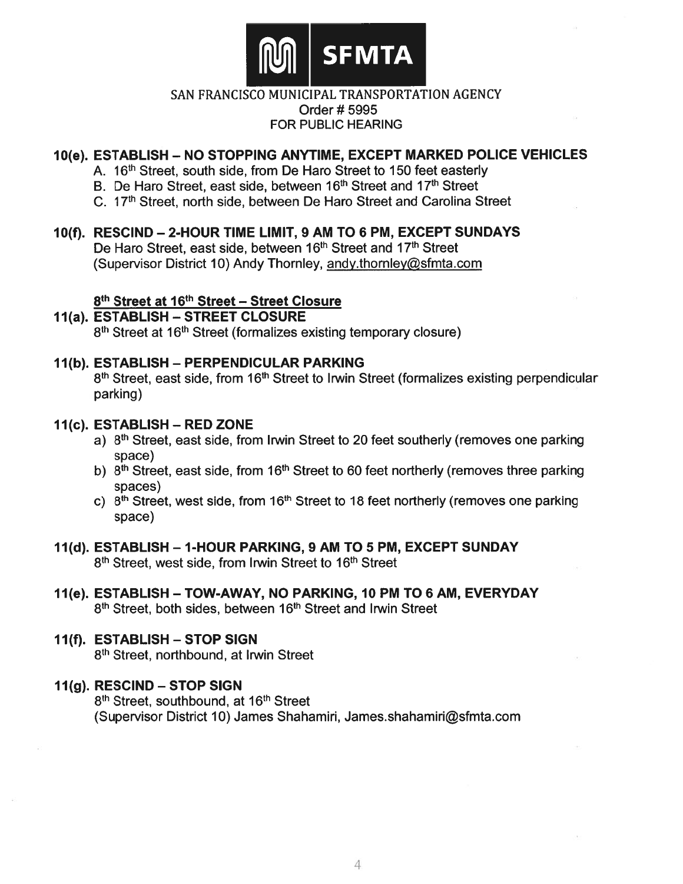SFMTA

SAN FRANCISCO MUNICIPAL TRANSPORTATION AGENCY
Order # 5995
FOR PUBLIC HEARING

**10(e). ESTABLISH – NO STOPPING ANYTIME, EXCEPT MARKED POLICE VEHICLES**

A. 16th Street, south side, from De Haro Street to 150 feet easterly
B. De Haro Street, east side, between 16th Street and 17th Street
C. 17th Street, north side, between De Haro Street and Carolina Street

**10(f). RESCIND – 2-HOUR TIME LIMIT, 9 AM TO 6 PM, EXCEPT SUNDAYS**

De Haro Street, east side, between 16th Street and 17th Street
(Supervisor District 10) Andy Thornley, andy.thornley@sfmta.com

**8th Street at 16th Street – Street Closure**

**11(a). ESTABLISH – STREET CLOSURE**

8th Street at 16th Street (formalizes existing temporary closure)

**11(b). ESTABLISH – PERPENDICULAR PARKING**

8th Street, east side, from 16th Street to Irwin Street (formalizes existing perpendicular parking)

**11(c). ESTABLISH – RED ZONE**

a) 8th Street, east side, from Irwin Street to 20 feet southerly (removes one parking space)
b) 8th Street, east side, from 16th Street to 60 feet northerly (removes three parking spaces)
c) 8th Street, west side, from 16th Street to 18 feet northerly (removes one parking space)

**11(d). ESTABLISH – 1-HOUR PARKING, 9 AM TO 5 PM, EXCEPT SUNDAY**

8th Street, west side, from Irwin Street to 16th Street

**11(e). ESTABLISH – TOW-AWAY, NO PARKING, 10 PM TO 6 AM, EVERYDAY**

8th Street, both sides, between 16th Street and Irwin Street

**11(f). ESTABLISH – STOP SIGN**

8th Street, northbound, at Irwin Street

**11(g). RESCIND – STOP SIGN**

8th Street, southbound, at 16th Street
(Supervisor District 10) James Shahamiri, James.shahamiri@sfmta.com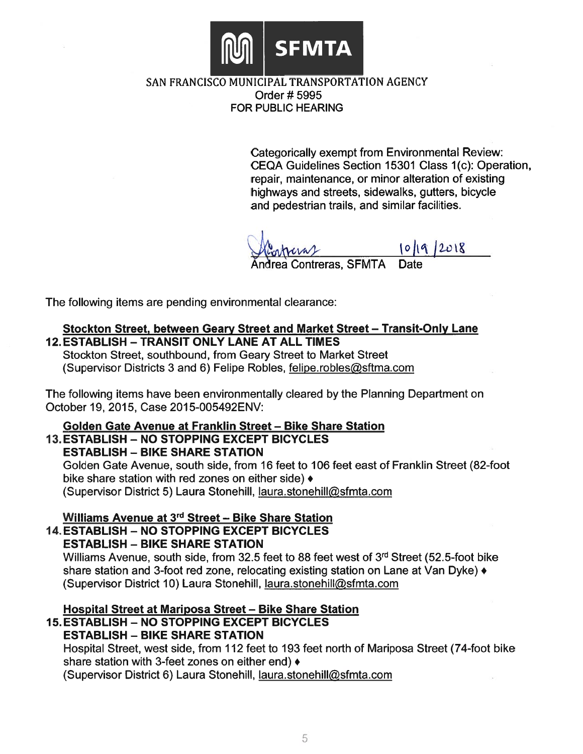SFMTA

SAN FRANCISCO MUNICIPAL TRANSPORTATION AGENCY
Order # 5995
FOR PUBLIC HEARING

Categorically exempt from Environmental Review: CEQA Guidelines Section 15301 Class 1(c): Operation, repair, maintenance, or minor alteration of existing highways and streets, sidewalks, gutters, bicycle and pedestrian trails, and similar facilities.

Andrea Contreras, SFMTA  Date 10/19/2018

The following items are pending environmental clearance:

**Stockton Street, between Geary Street and Market Street – Transit-Only Lane**

**12. ESTABLISH – TRANSIT ONLY LANE AT ALL TIMES**
Stockton Street, southbound, from Geary Street to Market Street
(Supervisor Districts 3 and 6) Felipe Robles, felipe.robles@sftma.com

The following items have been environmentally cleared by the Planning Department on October 19, 2015, Case 2015-005492ENV:

**Golden Gate Avenue at Franklin Street – Bike Share Station**

**13. ESTABLISH – NO STOPPING EXCEPT BICYCLES**
**ESTABLISH – BIKE SHARE STATION**
Golden Gate Avenue, south side, from 16 feet to 106 feet east of Franklin Street (82-foot bike share station with red zones on either side) ♦
(Supervisor District 5) Laura Stonehill, laura.stonehill@sfmta.com

**Williams Avenue at 3rd Street – Bike Share Station**

**14. ESTABLISH – NO STOPPING EXCEPT BICYCLES**
**ESTABLISH – BIKE SHARE STATION**
Williams Avenue, south side, from 32.5 feet to 88 feet west of 3rd Street (52.5-foot bike share station and 3-foot red zone, relocating existing station on Lane at Van Dyke) ♦
(Supervisor District 10) Laura Stonehill, laura.stonehill@sfmta.com

**Hospital Street at Mariposa Street – Bike Share Station**

**15. ESTABLISH – NO STOPPING EXCEPT BICYCLES**
**ESTABLISH – BIKE SHARE STATION**
Hospital Street, west side, from 112 feet to 193 feet north of Mariposa Street (74-foot bike share station with 3-feet zones on either end) ♦
(Supervisor District 6) Laura Stonehill, laura.stonehill@sfmta.com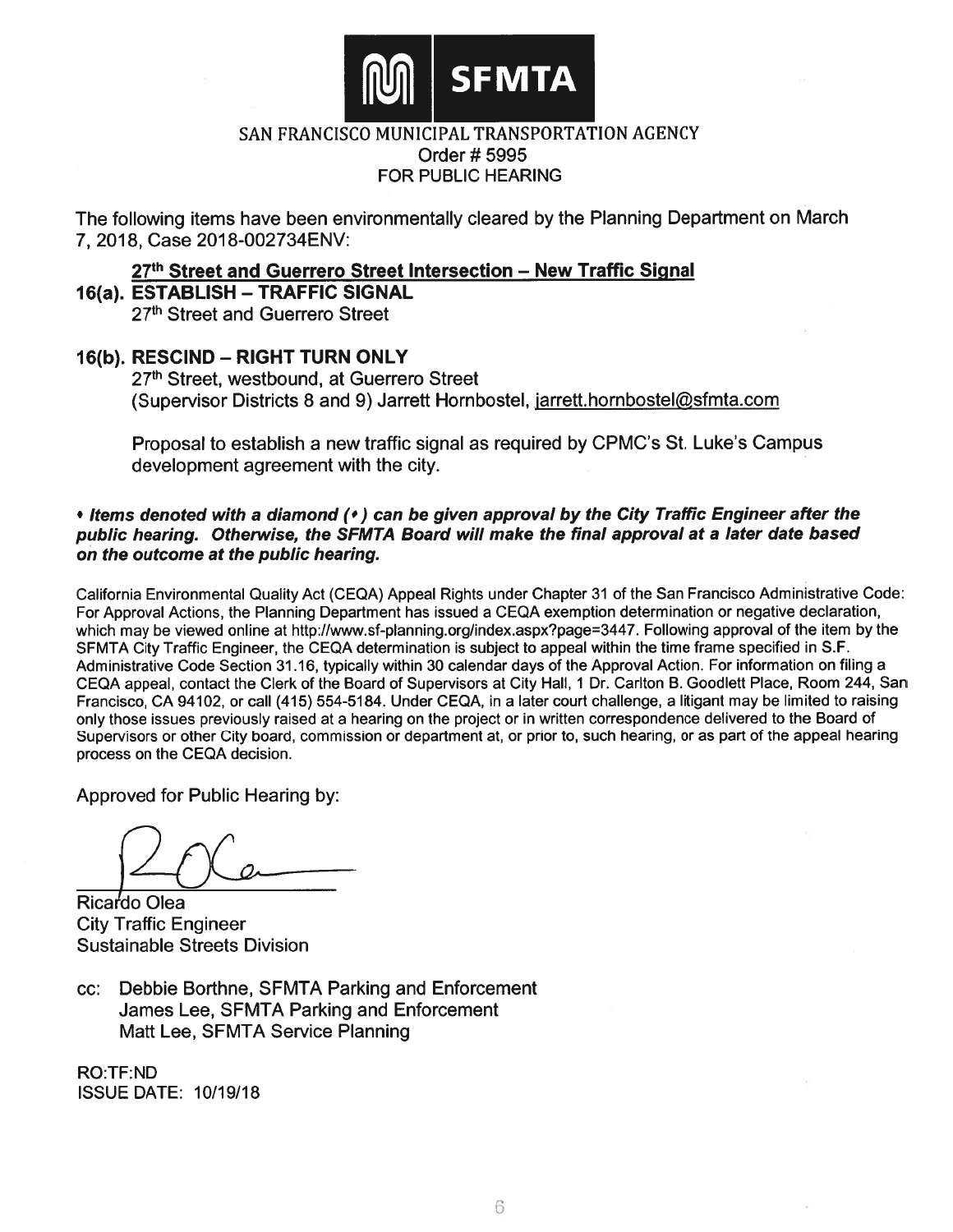# SFMTA

SAN FRANCISCO MUNICIPAL TRANSPORTATION AGENCY
Order # 5995
FOR PUBLIC HEARING

The following items have been environmentally cleared by the Planning Department on March 7, 2018, Case 2018-002734ENV:

**27th Street and Guerrero Street Intersection – New Traffic Signal**

**16(a). ESTABLISH – TRAFFIC SIGNAL**
27th Street and Guerrero Street

**16(b). RESCIND – RIGHT TURN ONLY**
27th Street, westbound, at Guerrero Street
(Supervisor Districts 8 and 9) Jarrett Hornbostel, jarrett.hornbostel@sfmta.com

Proposal to establish a new traffic signal as required by CPMC's St. Luke's Campus development agreement with the city.

***• Items denoted with a diamond (•) can be given approval by the City Traffic Engineer after the public hearing. Otherwise, the SFMTA Board will make the final approval at a later date based on the outcome at the public hearing.***

California Environmental Quality Act (CEQA) Appeal Rights under Chapter 31 of the San Francisco Administrative Code: For Approval Actions, the Planning Department has issued a CEQA exemption determination or negative declaration, which may be viewed online at http://www.sf-planning.org/index.aspx?page=3447. Following approval of the item by the SFMTA City Traffic Engineer, the CEQA determination is subject to appeal within the time frame specified in S.F. Administrative Code Section 31.16, typically within 30 calendar days of the Approval Action. For information on filing a CEQA appeal, contact the Clerk of the Board of Supervisors at City Hall, 1 Dr. Carlton B. Goodlett Place, Room 244, San Francisco, CA 94102, or call (415) 554-5184. Under CEQA, in a later court challenge, a litigant may be limited to raising only those issues previously raised at a hearing on the project or in written correspondence delivered to the Board of Supervisors or other City board, commission or department at, or prior to, such hearing, or as part of the appeal hearing process on the CEQA decision.

Approved for Public Hearing by:

Ricardo Olea
City Traffic Engineer
Sustainable Streets Division

cc: Debbie Borthne, SFMTA Parking and Enforcement
James Lee, SFMTA Parking and Enforcement
Matt Lee, SFMTA Service Planning

RO:TF:ND
ISSUE DATE: 10/19/18